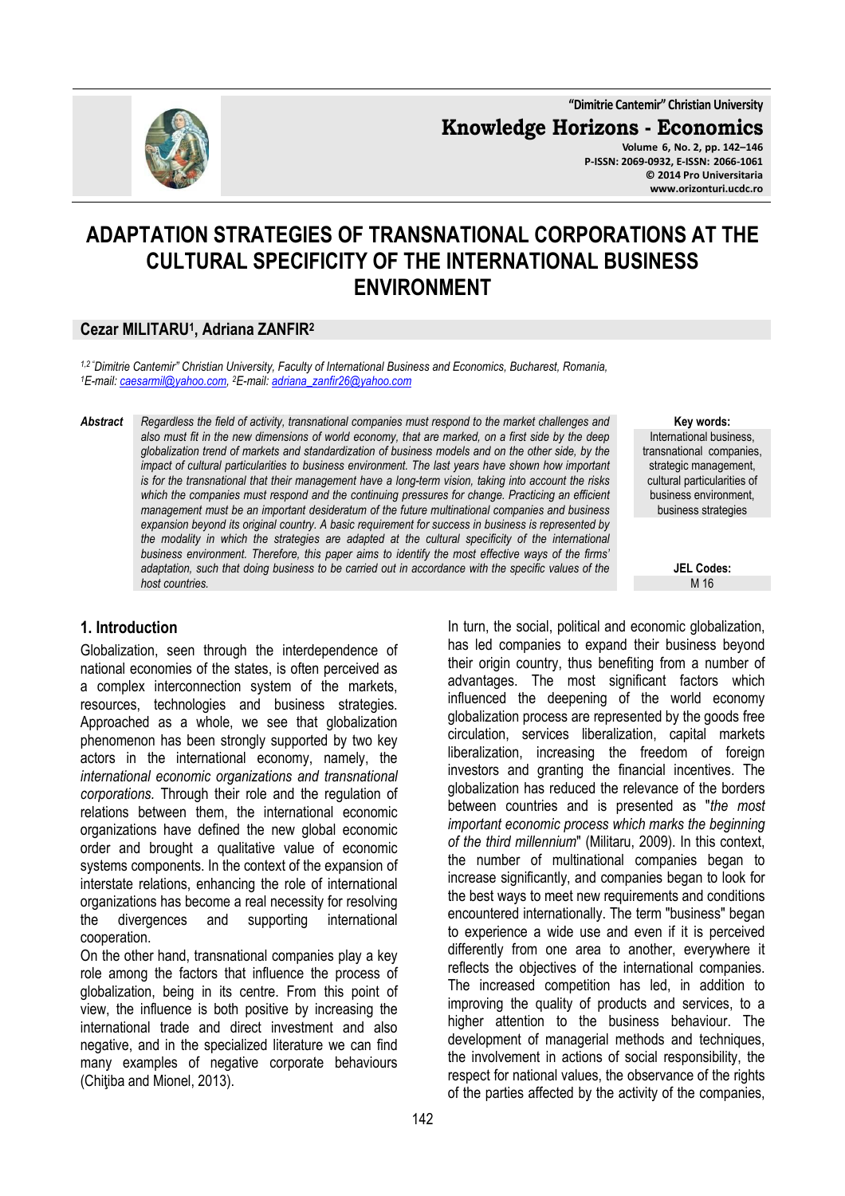# ADAPTATION STRATEGIES OF TRANSNATIONAL CORPORATIONS AT THE CULTURAL SPECIFICITY OF THE INTERNATIONAL BUSINESS ENVIRONMENT

**Cezar MILITARU[1], Adriana ZANFIR[2]**

*[1,2]"Dimitrie Cantemir" Christian University, Faculty of International Business and Economics, Bucharest, Romania,*
*[1]E-mail: caesarmil@yahoo.com, [2]E-mail: adriana_zanfir26@yahoo.com*

***Abstract*** *Regardless the field of activity, transnational companies must respond to the market challenges and also must fit in the new dimensions of world economy, that are marked, on a first side by the deep globalization trend of markets and standardization of business models and on the other side, by the impact of cultural particularities to business environment. The last years have shown how important is for the transnational that their management have a long-term vision, taking into account the risks which the companies must respond and the continuing pressures for change. Practicing an efficient management must be an important desideratum of the future multinational companies and business expansion beyond its original country. A basic requirement for success in business is represented by the modality in which the strategies are adapted at the cultural specificity of the international business environment. Therefore, this paper aims to identify the most effective ways of the firms' adaptation, such that doing business to be carried out in accordance with the specific values of the host countries.*

**Key words:**
International business, transnational companies, strategic management, cultural particularities of business environment, business strategies

**JEL Codes:**
M 16

## 1. Introduction

Globalization, seen through the interdependence of national economies of the states, is often perceived as a complex interconnection system of the markets, resources, technologies and business strategies. Approached as a whole, we see that globalization phenomenon has been strongly supported by two key actors in the international economy, namely, the *international economic organizations and transnational corporations.* Through their role and the regulation of relations between them, the international economic organizations have defined the new global economic order and brought a qualitative value of economic systems components. In the context of the expansion of interstate relations, enhancing the role of international organizations has become a real necessity for resolving the divergences and supporting international cooperation.

On the other hand, transnational companies play a key role among the factors that influence the process of globalization, being in its centre. From this point of view, the influence is both positive by increasing the international trade and direct investment and also negative, and in the specialized literature we can find many examples of negative corporate behaviours (Chiţiba and Mionel, 2013).

In turn, the social, political and economic globalization, has led companies to expand their business beyond their origin country, thus benefiting from a number of advantages. The most significant factors which influenced the deepening of the world economy globalization process are represented by the goods free circulation, services liberalization, capital markets liberalization, increasing the freedom of foreign investors and granting the financial incentives. The globalization has reduced the relevance of the borders between countries and is presented as "*the most important economic process which marks the beginning of the third millennium*" (Militaru, 2009). In this context, the number of multinational companies began to increase significantly, and companies began to look for the best ways to meet new requirements and conditions encountered internationally. The term "business" began to experience a wide use and even if it is perceived differently from one area to another, everywhere it reflects the objectives of the international companies. The increased competition has led, in addition to improving the quality of products and services, to a higher attention to the business behaviour. The development of managerial methods and techniques, the involvement in actions of social responsibility, the respect for national values, the observance of the rights of the parties affected by the activity of the companies,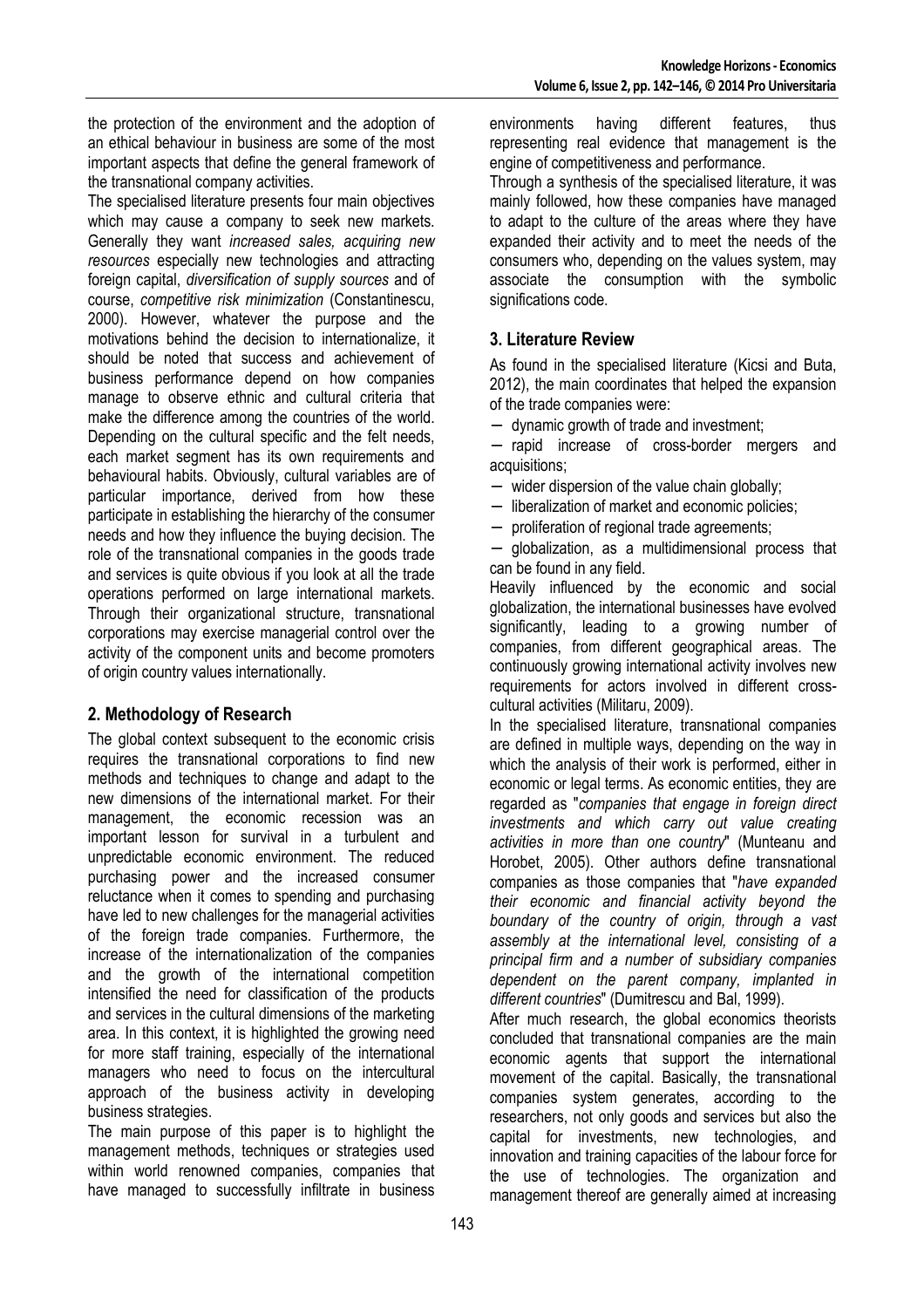the protection of the environment and the adoption of an ethical behaviour in business are some of the most important aspects that define the general framework of the transnational company activities.

The specialised literature presents four main objectives which may cause a company to seek new markets. Generally they want *increased sales, acquiring new resources* especially new technologies and attracting foreign capital, *diversification of supply sources* and of course, *competitive risk minimization* (Constantinescu, 2000). However, whatever the purpose and the motivations behind the decision to internationalize, it should be noted that success and achievement of business performance depend on how companies manage to observe ethnic and cultural criteria that make the difference among the countries of the world. Depending on the cultural specific and the felt needs, each market segment has its own requirements and behavioural habits. Obviously, cultural variables are of particular importance, derived from how these participate in establishing the hierarchy of the consumer needs and how they influence the buying decision. The role of the transnational companies in the goods trade and services is quite obvious if you look at all the trade operations performed on large international markets. Through their organizational structure, transnational corporations may exercise managerial control over the activity of the component units and become promoters of origin country values internationally.

## 2. Methodology of Research

The global context subsequent to the economic crisis requires the transnational corporations to find new methods and techniques to change and adapt to the new dimensions of the international market. For their management, the economic recession was an important lesson for survival in a turbulent and unpredictable economic environment. The reduced purchasing power and the increased consumer reluctance when it comes to spending and purchasing have led to new challenges for the managerial activities of the foreign trade companies. Furthermore, the increase of the internationalization of the companies and the growth of the international competition intensified the need for classification of the products and services in the cultural dimensions of the marketing area. In this context, it is highlighted the growing need for more staff training, especially of the international managers who need to focus on the intercultural approach of the business activity in developing business strategies.

The main purpose of this paper is to highlight the management methods, techniques or strategies used within world renowned companies, companies that have managed to successfully infiltrate in business environments having different features, thus representing real evidence that management is the engine of competitiveness and performance.

Through a synthesis of the specialised literature, it was mainly followed, how these companies have managed to adapt to the culture of the areas where they have expanded their activity and to meet the needs of the consumers who, depending on the values system, may associate the consumption with the symbolic significations code.

## 3. Literature Review

As found in the specialised literature (Kicsi and Buta, 2012), the main coordinates that helped the expansion of the trade companies were:

- dynamic growth of trade and investment;
- rapid increase of cross-border mergers and acquisitions;
- wider dispersion of the value chain globally;
- liberalization of market and economic policies;
- proliferation of regional trade agreements;
- globalization, as a multidimensional process that can be found in any field.

Heavily influenced by the economic and social globalization, the international businesses have evolved significantly, leading to a growing number of companies, from different geographical areas. The continuously growing international activity involves new requirements for actors involved in different cross-cultural activities (Militaru, 2009).

In the specialised literature, transnational companies are defined in multiple ways, depending on the way in which the analysis of their work is performed, either in economic or legal terms. As economic entities, they are regarded as "*companies that engage in foreign direct investments and which carry out value creating activities in more than one country*" (Munteanu and Horobet, 2005). Other authors define transnational companies as those companies that "*have expanded their economic and financial activity beyond the boundary of the country of origin, through a vast assembly at the international level, consisting of a principal firm and a number of subsidiary companies dependent on the parent company, implanted in different countries*" (Dumitrescu and Bal, 1999).

After much research, the global economics theorists concluded that transnational companies are the main economic agents that support the international movement of the capital. Basically, the transnational companies system generates, according to the researchers, not only goods and services but also the capital for investments, new technologies, and innovation and training capacities of the labour force for the use of technologies. The organization and management thereof are generally aimed at increasing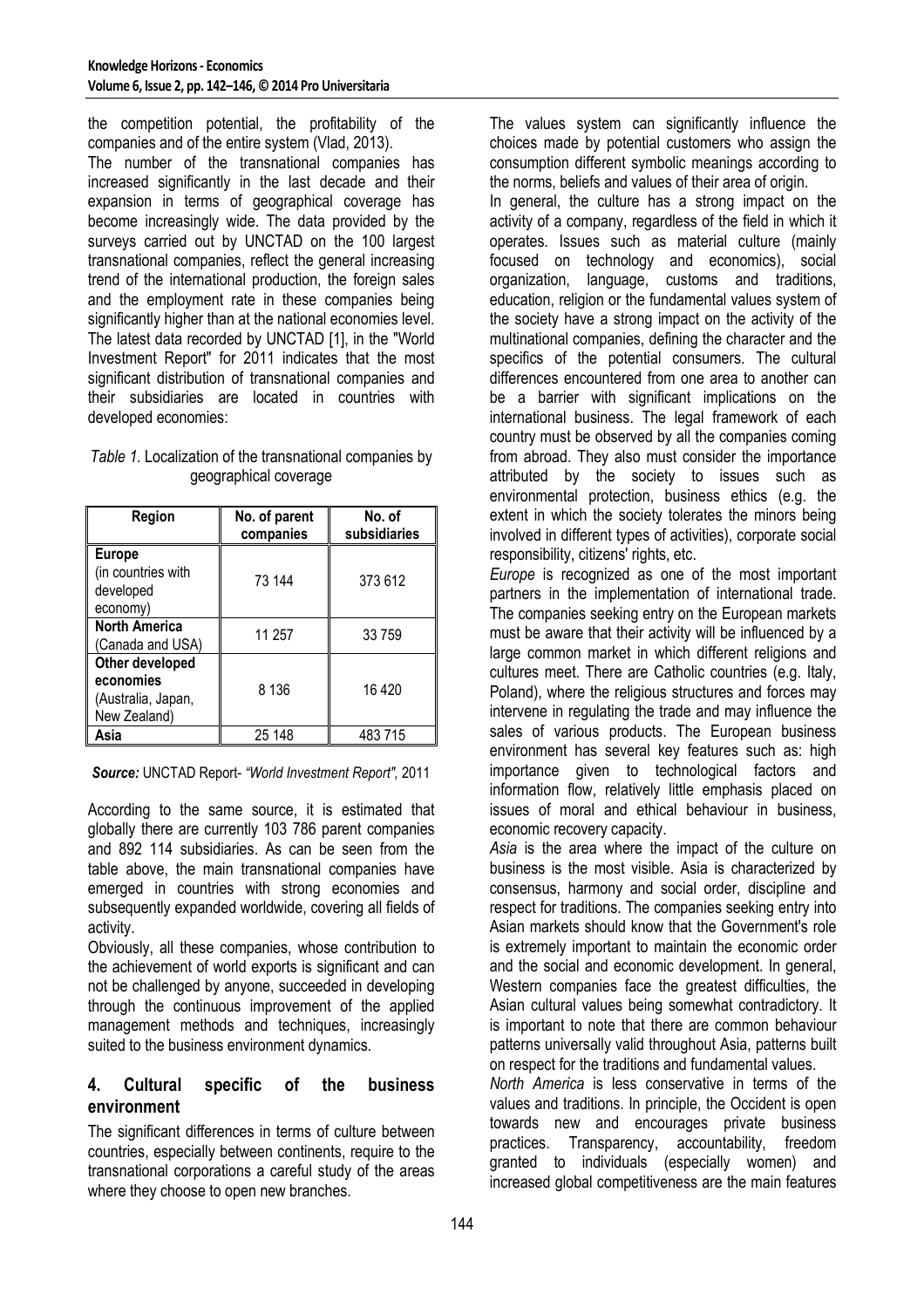the competition potential, the profitability of the companies and of the entire system (Vlad, 2013).

The number of the transnational companies has increased significantly in the last decade and their expansion in terms of geographical coverage has become increasingly wide. The data provided by the surveys carried out by UNCTAD on the 100 largest transnational companies, reflect the general increasing trend of the international production, the foreign sales and the employment rate in these companies being significantly higher than at the national economies level. The latest data recorded by UNCTAD [1], in the "World Investment Report" for 2011 indicates that the most significant distribution of transnational companies and their subsidiaries are located in countries with developed economies:

*Table 1.* Localization of the transnational companies by geographical coverage

| Region | No. of parent companies | No. of subsidiaries |
|---|---|---|
| **Europe** (in countries with developed economy) | 73 144 | 373 612 |
| **North America** (Canada and USA) | 11 257 | 33 759 |
| **Other developed economies** (Australia, Japan, New Zealand) | 8 136 | 16 420 |
| **Asia** | 25 148 | 483 715 |

***Source:*** UNCTAD Report- *"World Investment Report",* 2011

According to the same source, it is estimated that globally there are currently 103 786 parent companies and 892 114 subsidiaries. As can be seen from the table above, the main transnational companies have emerged in countries with strong economies and subsequently expanded worldwide, covering all fields of activity.

Obviously, all these companies, whose contribution to the achievement of world exports is significant and can not be challenged by anyone, succeeded in developing through the continuous improvement of the applied management methods and techniques, increasingly suited to the business environment dynamics.

## 4. Cultural specific of the business environment

The significant differences in terms of culture between countries, especially between continents, require to the transnational corporations a careful study of the areas where they choose to open new branches.

The values system can significantly influence the choices made by potential customers who assign the consumption different symbolic meanings according to the norms, beliefs and values of their area of origin.

In general, the culture has a strong impact on the activity of a company, regardless of the field in which it operates. Issues such as material culture (mainly focused on technology and economics), social organization, language, customs and traditions, education, religion or the fundamental values system of the society have a strong impact on the activity of the multinational companies, defining the character and the specifics of the potential consumers. The cultural differences encountered from one area to another can be a barrier with significant implications on the international business. The legal framework of each country must be observed by all the companies coming from abroad. They also must consider the importance attributed by the society to issues such as environmental protection, business ethics (e.g. the extent in which the society tolerates the minors being involved in different types of activities), corporate social responsibility, citizens' rights, etc.

*Europe* is recognized as one of the most important partners in the implementation of international trade. The companies seeking entry on the European markets must be aware that their activity will be influenced by a large common market in which different religions and cultures meet. There are Catholic countries (e.g. Italy, Poland), where the religious structures and forces may intervene in regulating the trade and may influence the sales of various products. The European business environment has several key features such as: high importance given to technological factors and information flow, relatively little emphasis placed on issues of moral and ethical behaviour in business, economic recovery capacity.

*Asia* is the area where the impact of the culture on business is the most visible. Asia is characterized by consensus, harmony and social order, discipline and respect for traditions. The companies seeking entry into Asian markets should know that the Government's role is extremely important to maintain the economic order and the social and economic development. In general, Western companies face the greatest difficulties, the Asian cultural values being somewhat contradictory. It is important to note that there are common behaviour patterns universally valid throughout Asia, patterns built on respect for the traditions and fundamental values.

*North America* is less conservative in terms of the values and traditions. In principle, the Occident is open towards new and encourages private business practices. Transparency, accountability, freedom granted to individuals (especially women) and increased global competitiveness are the main features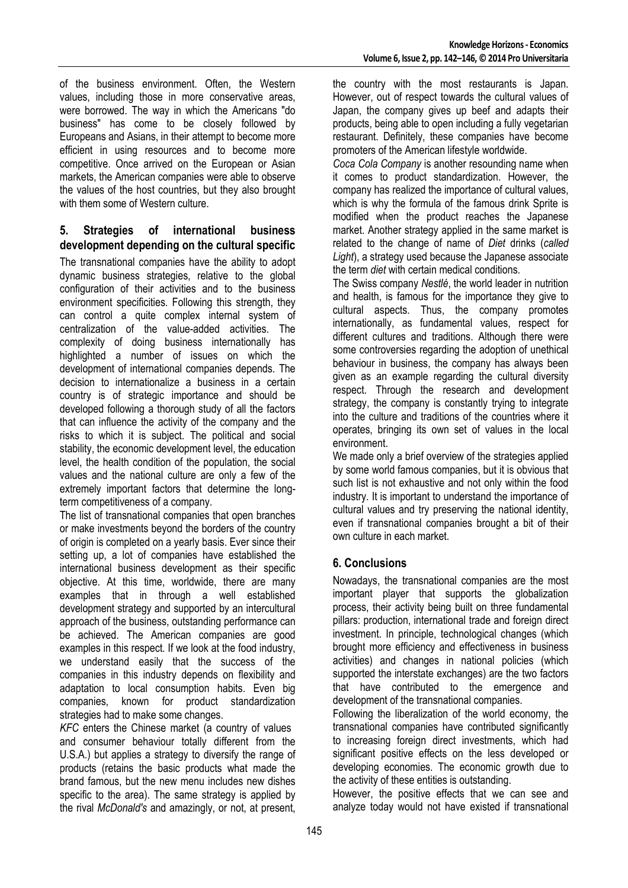of the business environment. Often, the Western values, including those in more conservative areas, were borrowed. The way in which the Americans "do business" has come to be closely followed by Europeans and Asians, in their attempt to become more efficient in using resources and to become more competitive. Once arrived on the European or Asian markets, the American companies were able to observe the values of the host countries, but they also brought with them some of Western culture.

## 5. Strategies of international business development depending on the cultural specific

The transnational companies have the ability to adopt dynamic business strategies, relative to the global configuration of their activities and to the business environment specificities. Following this strength, they can control a quite complex internal system of centralization of the value-added activities. The complexity of doing business internationally has highlighted a number of issues on which the development of international companies depends. The decision to internationalize a business in a certain country is of strategic importance and should be developed following a thorough study of all the factors that can influence the activity of the company and the risks to which it is subject. The political and social stability, the economic development level, the education level, the health condition of the population, the social values and the national culture are only a few of the extremely important factors that determine the long-term competitiveness of a company.

The list of transnational companies that open branches or make investments beyond the borders of the country of origin is completed on a yearly basis. Ever since their setting up, a lot of companies have established the international business development as their specific objective. At this time, worldwide, there are many examples that in through a well established development strategy and supported by an intercultural approach of the business, outstanding performance can be achieved. The American companies are good examples in this respect. If we look at the food industry, we understand easily that the success of the companies in this industry depends on flexibility and adaptation to local consumption habits. Even big companies, known for product standardization strategies had to make some changes.

*KFC* enters the Chinese market (a country of values and consumer behaviour totally different from the U.S.A.) but applies a strategy to diversify the range of products (retains the basic products what made the brand famous, but the new menu includes new dishes specific to the area). The same strategy is applied by the rival *McDonald's* and amazingly, or not, at present, the country with the most restaurants is Japan. However, out of respect towards the cultural values of Japan, the company gives up beef and adapts their products, being able to open including a fully vegetarian restaurant. Definitely, these companies have become promoters of the American lifestyle worldwide.

*Coca Cola Company* is another resounding name when it comes to product standardization. However, the company has realized the importance of cultural values, which is why the formula of the famous drink Sprite is modified when the product reaches the Japanese market. Another strategy applied in the same market is related to the change of name of *Diet* drinks (*called Light*), a strategy used because the Japanese associate the term *diet* with certain medical conditions.

The Swiss company *Nestlé*, the world leader in nutrition and health, is famous for the importance they give to cultural aspects. Thus, the company promotes internationally, as fundamental values, respect for different cultures and traditions. Although there were some controversies regarding the adoption of unethical behaviour in business, the company has always been given as an example regarding the cultural diversity respect. Through the research and development strategy, the company is constantly trying to integrate into the culture and traditions of the countries where it operates, bringing its own set of values in the local environment.

We made only a brief overview of the strategies applied by some world famous companies, but it is obvious that such list is not exhaustive and not only within the food industry. It is important to understand the importance of cultural values and try preserving the national identity, even if transnational companies brought a bit of their own culture in each market.

## 6. Conclusions

Nowadays, the transnational companies are the most important player that supports the globalization process, their activity being built on three fundamental pillars: production, international trade and foreign direct investment. In principle, technological changes (which brought more efficiency and effectiveness in business activities) and changes in national policies (which supported the interstate exchanges) are the two factors that have contributed to the emergence and development of the transnational companies.

Following the liberalization of the world economy, the transnational companies have contributed significantly to increasing foreign direct investments, which had significant positive effects on the less developed or developing economies. The economic growth due to the activity of these entities is outstanding.

However, the positive effects that we can see and analyze today would not have existed if transnational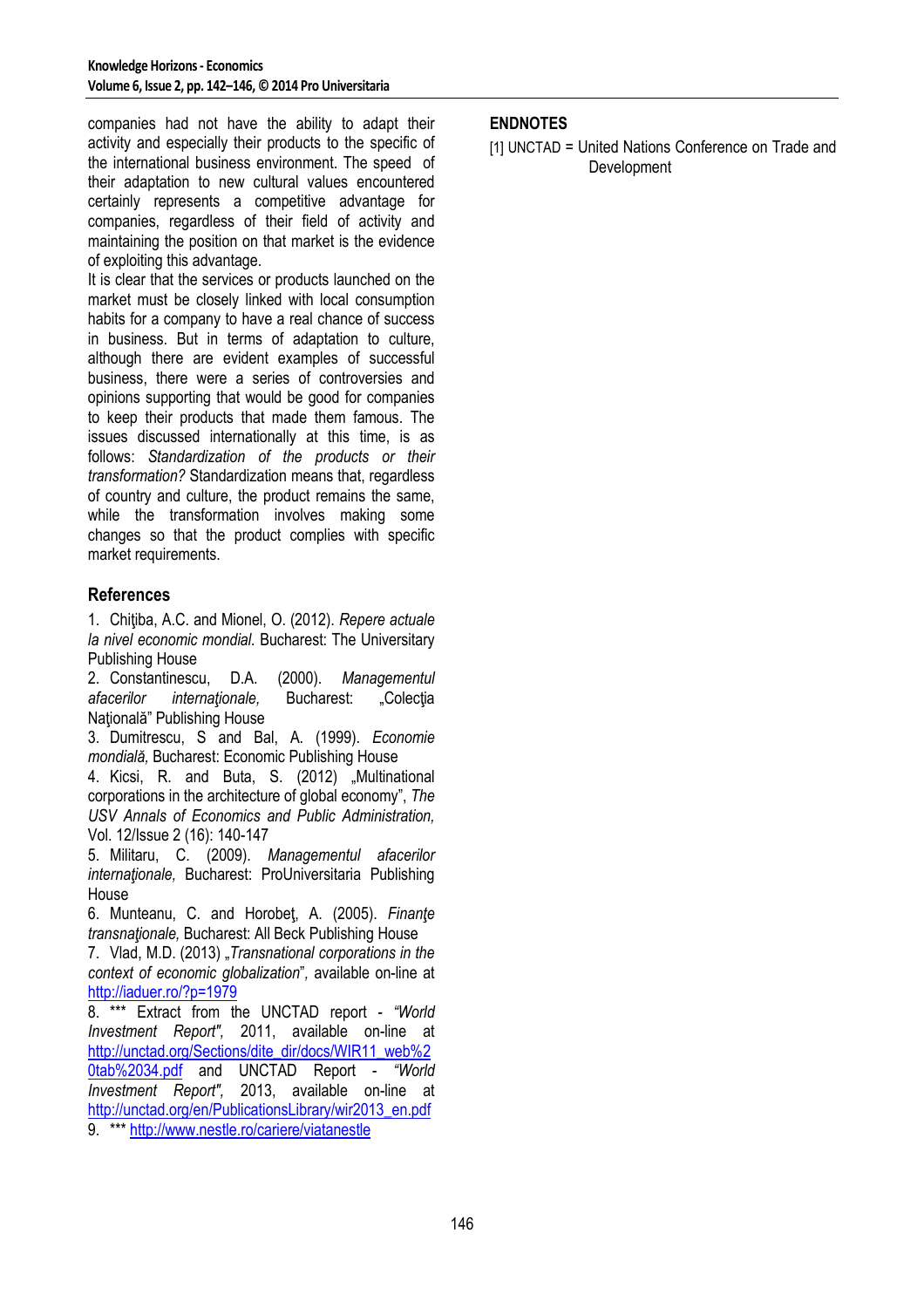companies had not have the ability to adapt their activity and especially their products to the specific of the international business environment. The speed of their adaptation to new cultural values encountered certainly represents a competitive advantage for companies, regardless of their field of activity and maintaining the position on that market is the evidence of exploiting this advantage.

It is clear that the services or products launched on the market must be closely linked with local consumption habits for a company to have a real chance of success in business. But in terms of adaptation to culture, although there are evident examples of successful business, there were a series of controversies and opinions supporting that would be good for companies to keep their products that made them famous. The issues discussed internationally at this time, is as follows: *Standardization of the products or their transformation?* Standardization means that, regardless of country and culture, the product remains the same, while the transformation involves making some changes so that the product complies with specific market requirements.

## References

1. Chiţiba, A.C. and Mionel, O. (2012). *Repere actuale la nivel economic mondial.* Bucharest: The Universitary Publishing House
2. Constantinescu, D.A. (2000). *Managementul afacerilor internaţionale,* Bucharest: „Colecţia Naţională" Publishing House
3. Dumitrescu, S and Bal, A. (1999). *Economie mondială,* Bucharest: Economic Publishing House
4. Kicsi, R. and Buta, S. (2012) „Multinational corporations in the architecture of global economy", *The USV Annals of Economics and Public Administration,* Vol. 12/Issue 2 (16): 140-147
5. Militaru, C. (2009). *Managementul afacerilor internaţionale,* Bucharest: ProUniversitaria Publishing House
6. Munteanu, C. and Horobeţ, A. (2005). *Finanţe transnaţionale,* Bucharest: All Beck Publishing House
7. Vlad, M.D. (2013) „*Transnational corporations in the context of economic globalization*", available on-line at http://iaduer.ro/?p=1979
8. *** Extract from the UNCTAD report - *"World Investment Report",* 2011, available on-line at http://unctad.org/Sections/dite_dir/docs/WIR11_web%20tab%2034.pdf and UNCTAD Report - *"World Investment Report",* 2013, available on-line at http://unctad.org/en/PublicationsLibrary/wir2013_en.pdf
9. *** http://www.nestle.ro/cariere/viatanestle

## ENDNOTES

[1] UNCTAD = United Nations Conference on Trade and Development